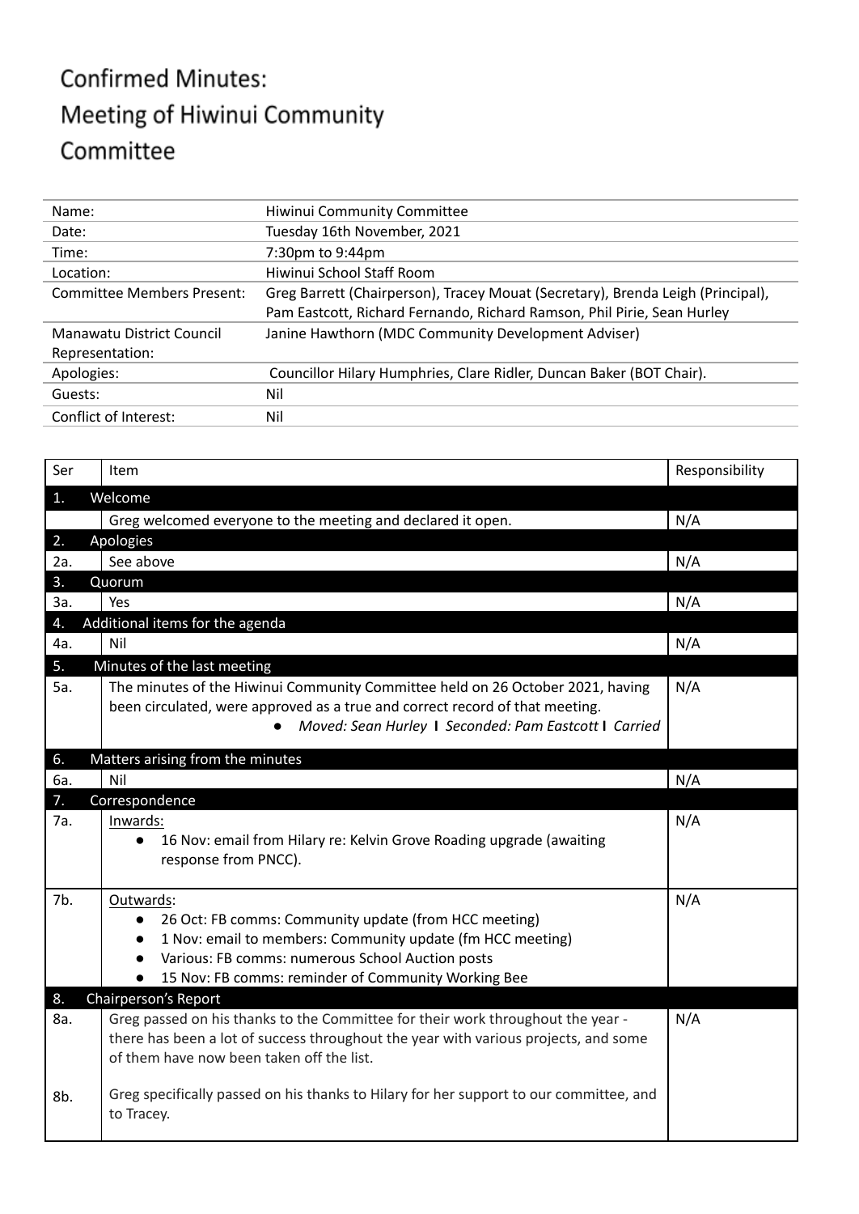# Confirmed Minutes: Meeting of Hiwinui Community Committee

| | |
|---|---|
| Name: | Hiwinui Community Committee |
| Date: | Tuesday 16th November, 2021 |
| Time: | 7:30pm to 9:44pm |
| Location: | Hiwinui School Staff Room |
| Committee Members Present: | Greg Barrett (Chairperson), Tracey Mouat (Secretary), Brenda Leigh (Principal), Pam Eastcott, Richard Fernando, Richard Ramson, Phil Pirie, Sean Hurley |
| Manawatu District Council Representation: | Janine Hawthorn (MDC Community Development Adviser) |
| Apologies: | Councillor Hilary Humphries, Clare Ridler, Duncan Baker (BOT Chair). |
| Guests: | Nil |
| Conflict of Interest: | Nil |

| Ser | Item | Responsibility |
|---|---|---|
| **1.** | **Welcome** | |
| | Greg welcomed everyone to the meeting and declared it open. | N/A |
| **2.** | **Apologies** | |
| 2a. | See above | N/A |
| **3.** | **Quorum** | |
| 3a. | Yes | N/A |
| **4.** | **Additional items for the agenda** | |
| 4a. | Nil | N/A |
| **5.** | **Minutes of the last meeting** | |
| 5a. | The minutes of the Hiwinui Community Committee held on 26 October 2021, having been circulated, were approved as a true and correct record of that meeting.<br>• *Moved: Sean Hurley **I** Seconded: Pam Eastcott **I** Carried* | N/A |
| **6.** | **Matters arising from the minutes** | |
| 6a. | Nil | N/A |
| **7.** | **Correspondence** | |
| 7a. | Inwards:<br>• 16 Nov: email from Hilary re: Kelvin Grove Roading upgrade (awaiting response from PNCC). | N/A |
| 7b. | Outwards:<br>• 26 Oct: FB comms: Community update (from HCC meeting)<br>• 1 Nov: email to members: Community update (fm HCC meeting)<br>• Various: FB comms: numerous School Auction posts<br>• 15 Nov: FB comms: reminder of Community Working Bee | N/A |
| **8.** | **Chairperson's Report** | |
| 8a. | Greg passed on his thanks to the Committee for their work throughout the year - there has been a lot of success throughout the year with various projects, and some of them have now been taken off the list. | N/A |
| 8b. | Greg specifically passed on his thanks to Hilary for her support to our committee, and to Tracey. | |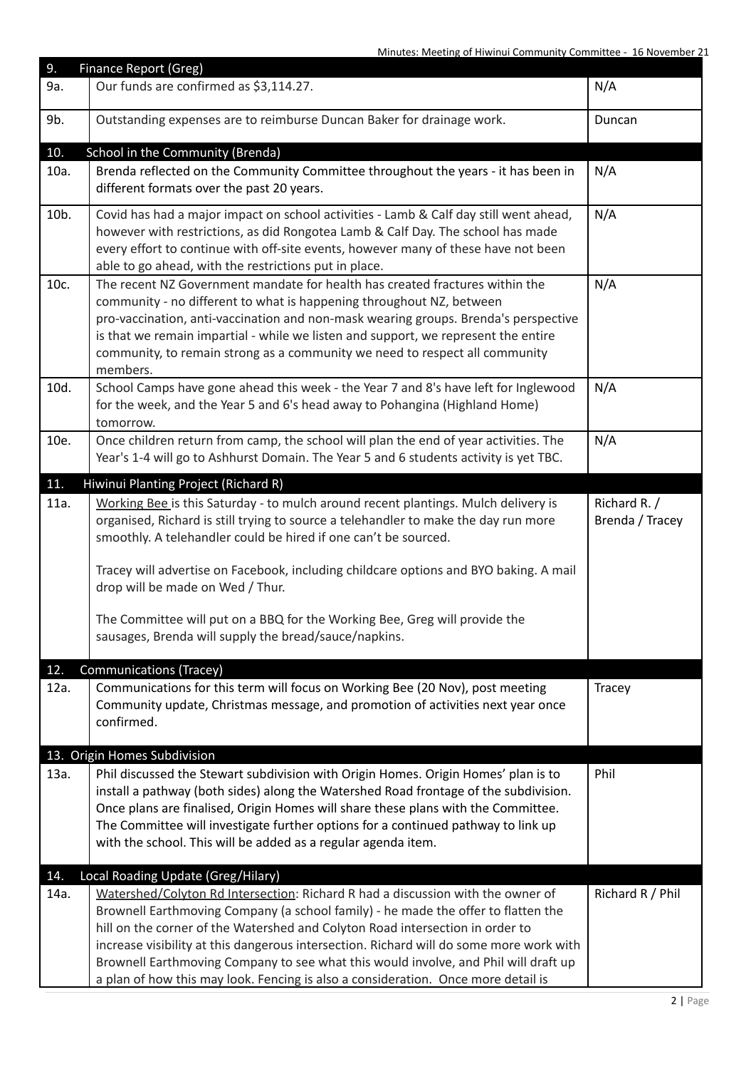| 9. | Finance Report (Greg) | |
|---|---|---|
| 9a. | Our funds are confirmed as $3,114.27. | N/A |
| 9b. | Outstanding expenses are to reimburse Duncan Baker for drainage work. | Duncan |
| **10.** | **School in the Community (Brenda)** | |
| 10a. | Brenda reflected on the Community Committee throughout the years - it has been in different formats over the past 20 years. | N/A |
| 10b. | Covid has had a major impact on school activities - Lamb & Calf day still went ahead, however with restrictions, as did Rongotea Lamb & Calf Day. The school has made every effort to continue with off-site events, however many of these have not been able to go ahead, with the restrictions put in place. | N/A |
| 10c. | The recent NZ Government mandate for health has created fractures within the community - no different to what is happening throughout NZ, between pro-vaccination, anti-vaccination and non-mask wearing groups. Brenda's perspective is that we remain impartial - while we listen and support, we represent the entire community, to remain strong as a community we need to respect all community members. | N/A |
| 10d. | School Camps have gone ahead this week - the Year 7 and 8's have left for Inglewood for the week, and the Year 5 and 6's head away to Pohangina (Highland Home) tomorrow. | N/A |
| 10e. | Once children return from camp, the school will plan the end of year activities. The Year's 1-4 will go to Ashhurst Domain. The Year 5 and 6 students activity is yet TBC. | N/A |
| **11.** | **Hiwinui Planting Project (Richard R)** | |
| 11a. | Working Bee is this Saturday - to mulch around recent plantings. Mulch delivery is organised, Richard is still trying to source a telehandler to make the day run more smoothly. A telehandler could be hired if one can't be sourced.<br><br>Tracey will advertise on Facebook, including childcare options and BYO baking. A mail drop will be made on Wed / Thur.<br><br>The Committee will put on a BBQ for the Working Bee, Greg will provide the sausages, Brenda will supply the bread/sauce/napkins. | Richard R. / Brenda / Tracey |
| **12.** | **Communications (Tracey)** | |
| 12a. | Communications for this term will focus on Working Bee (20 Nov), post meeting Community update, Christmas message, and promotion of activities next year once confirmed. | Tracey |
| **13.** | **Origin Homes Subdivision** | |
| 13a. | Phil discussed the Stewart subdivision with Origin Homes. Origin Homes' plan is to install a pathway (both sides) along the Watershed Road frontage of the subdivision. Once plans are finalised, Origin Homes will share these plans with the Committee. The Committee will investigate further options for a continued pathway to link up with the school. This will be added as a regular agenda item. | Phil |
| **14.** | **Local Roading Update (Greg/Hilary)** | |
| 14a. | Watershed/Colyton Rd Intersection: Richard R had a discussion with the owner of Brownell Earthmoving Company (a school family) - he made the offer to flatten the hill on the corner of the Watershed and Colyton Road intersection in order to increase visibility at this dangerous intersection. Richard will do some more work with Brownell Earthmoving Company to see what this would involve, and Phil will draft up a plan of how this may look. Fencing is also a consideration. Once more detail is | Richard R / Phil |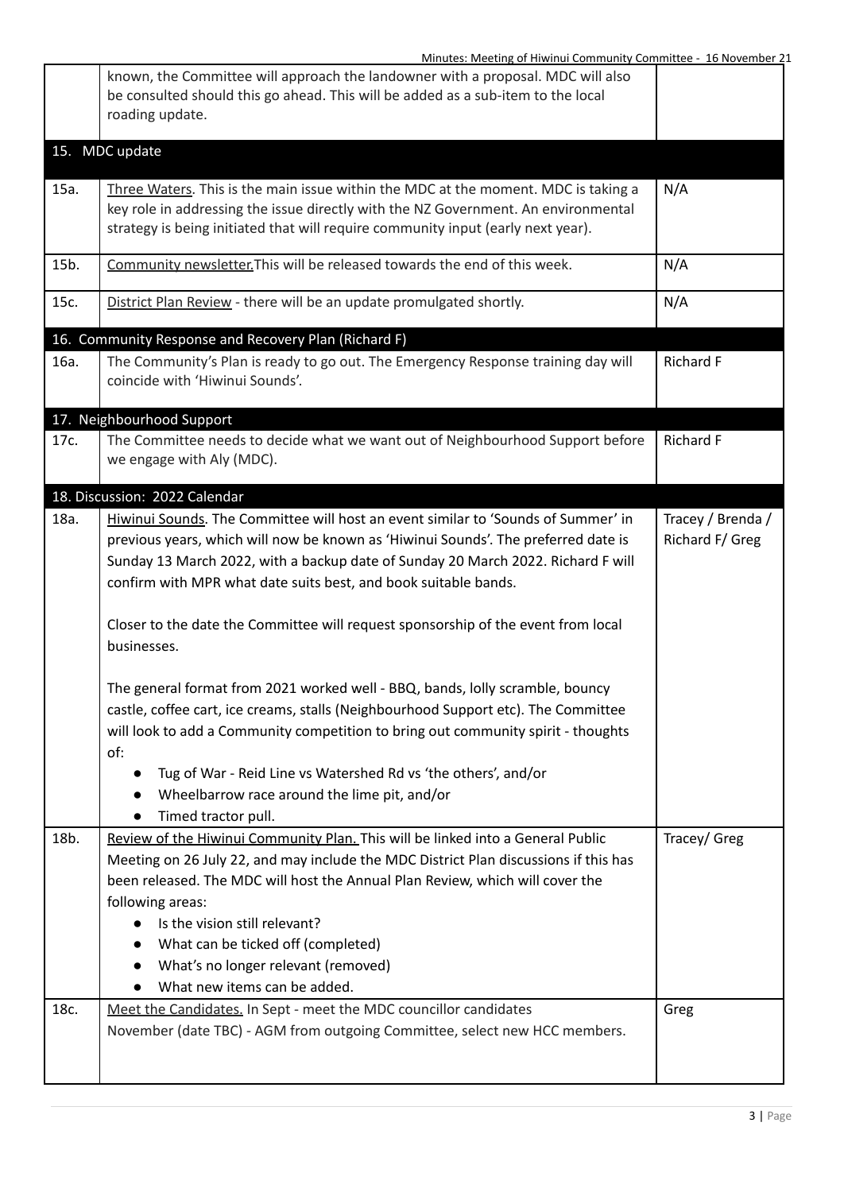| | | |
|---|---|---|
| | known, the Committee will approach the landowner with a proposal. MDC will also be consulted should this go ahead. This will be added as a sub-item to the local roading update. | |
| **15. MDC update** | | |
| 15a. | Three Waters. This is the main issue within the MDC at the moment. MDC is taking a key role in addressing the issue directly with the NZ Government. An environmental strategy is being initiated that will require community input (early next year). | N/A |
| 15b. | Community newsletter.This will be released towards the end of this week. | N/A |
| 15c. | District Plan Review - there will be an update promulgated shortly. | N/A |
| **16. Community Response and Recovery Plan (Richard F)** | | |
| 16a. | The Community's Plan is ready to go out. The Emergency Response training day will coincide with 'Hiwinui Sounds'. | Richard F |
| **17. Neighbourhood Support** | | |
| 17c. | The Committee needs to decide what we want out of Neighbourhood Support before we engage with Aly (MDC). | Richard F |
| **18. Discussion: 2022 Calendar** | | |
| 18a. | Hiwinui Sounds. The Committee will host an event similar to 'Sounds of Summer' in previous years, which will now be known as 'Hiwinui Sounds'. The preferred date is Sunday 13 March 2022, with a backup date of Sunday 20 March 2022. Richard F will confirm with MPR what date suits best, and book suitable bands.<br><br>Closer to the date the Committee will request sponsorship of the event from local businesses.<br><br>The general format from 2021 worked well - BBQ, bands, lolly scramble, bouncy castle, coffee cart, ice creams, stalls (Neighbourhood Support etc). The Committee will look to add a Community competition to bring out community spirit - thoughts of:<br>• Tug of War - Reid Line vs Watershed Rd vs 'the others', and/or<br>• Wheelbarrow race around the lime pit, and/or<br>• Timed tractor pull. | Tracey / Brenda / Richard F/ Greg |
| 18b. | Review of the Hiwinui Community Plan. This will be linked into a General Public Meeting on 26 July 22, and may include the MDC District Plan discussions if this has been released. The MDC will host the Annual Plan Review, which will cover the following areas:<br>• Is the vision still relevant?<br>• What can be ticked off (completed)<br>• What's no longer relevant (removed)<br>• What new items can be added. | Tracey/ Greg |
| 18c. | Meet the Candidates. In Sept - meet the MDC councillor candidates<br>November (date TBC) - AGM from outgoing Committee, select new HCC members. | Greg |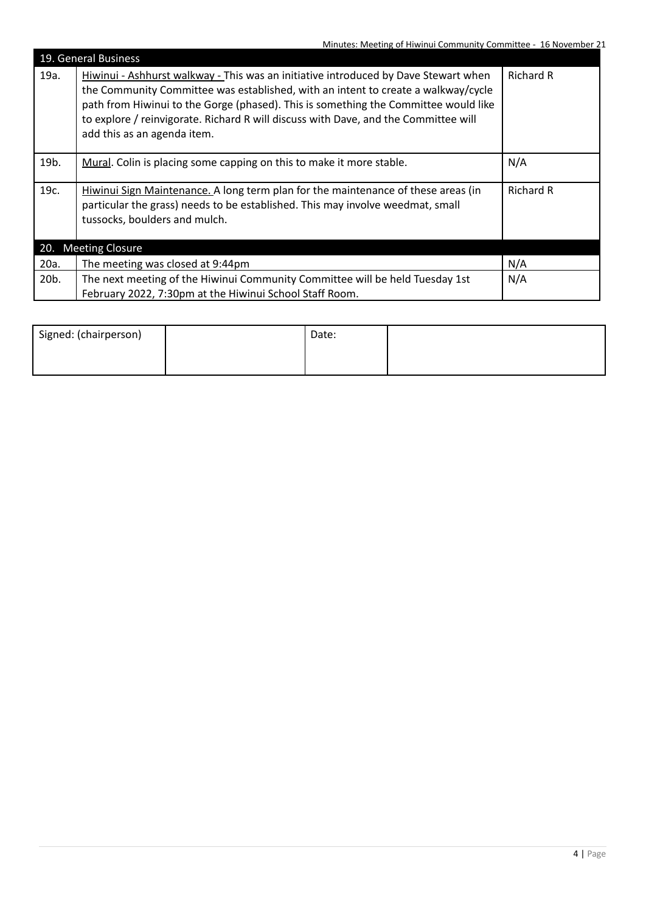| 19. General Business | | |
|---|---|---|
| 19a. | Hiwinui - Ashhurst walkway - This was an initiative introduced by Dave Stewart when the Community Committee was established, with an intent to create a walkway/cycle path from Hiwinui to the Gorge (phased). This is something the Committee would like to explore / reinvigorate. Richard R will discuss with Dave, and the Committee will add this as an agenda item. | Richard R |
| 19b. | Mural. Colin is placing some capping on this to make it more stable. | N/A |
| 19c. | Hiwinui Sign Maintenance. A long term plan for the maintenance of these areas (in particular the grass) needs to be established. This may involve weedmat, small tussocks, boulders and mulch. | Richard R |
| **20. Meeting Closure** | | |
| 20a. | The meeting was closed at 9:44pm | N/A |
| 20b. | The next meeting of the Hiwinui Community Committee will be held Tuesday 1st February 2022, 7:30pm at the Hiwinui School Staff Room. | N/A |

| Signed: (chairperson) | | Date: | |
|---|---|---|---|